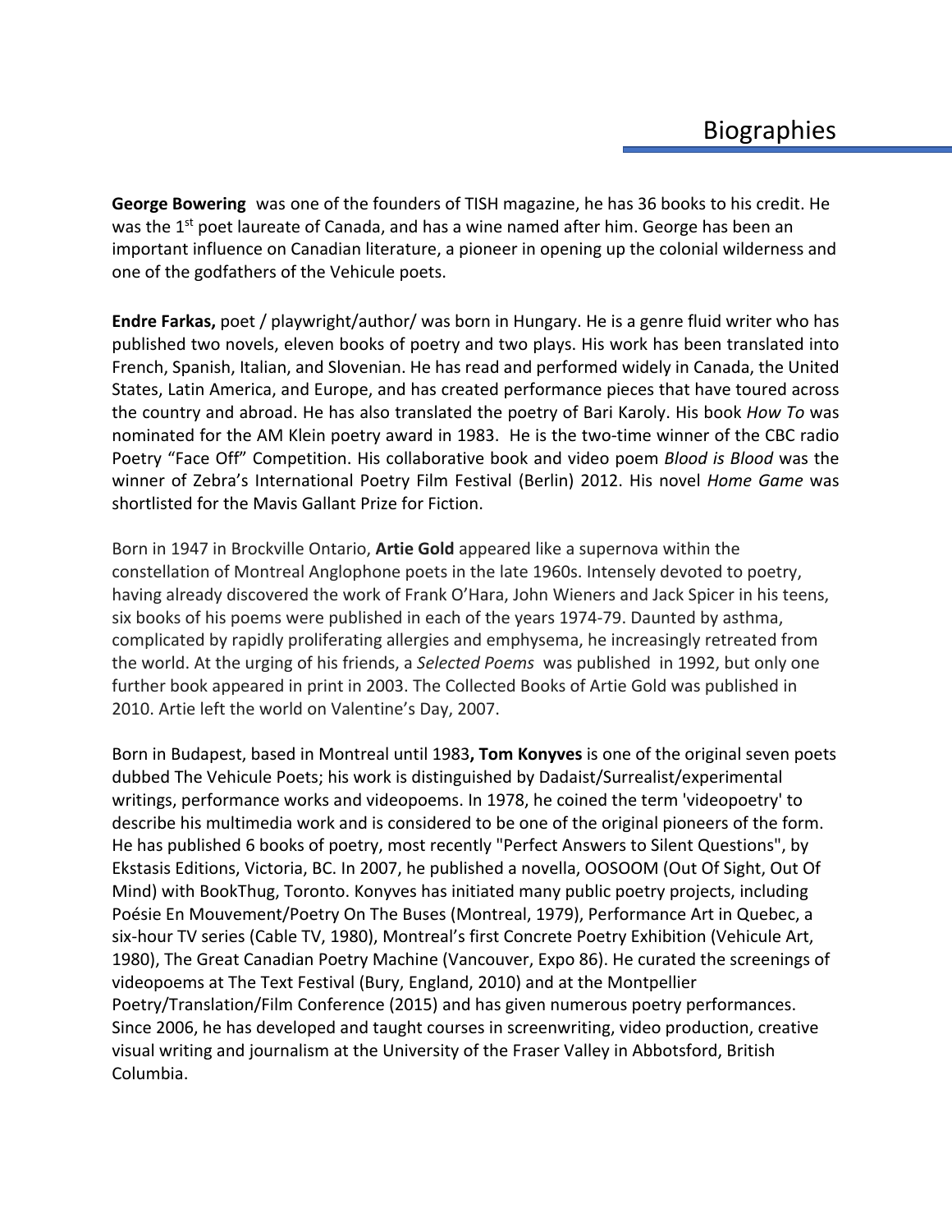# Biographies

**George Bowering** was one of the founders of TISH magazine, he has 36 books to his credit. He was the 1st poet laureate of Canada, and has a wine named after him. George has been an important influence on Canadian literature, a pioneer in opening up the colonial wilderness and one of the godfathers of the Vehicule poets.

**Endre Farkas,** poet / playwright/author/ was born in Hungary. He is a genre fluid writer who has published two novels, eleven books of poetry and two plays. His work has been translated into French, Spanish, Italian, and Slovenian. He has read and performed widely in Canada, the United States, Latin America, and Europe, and has created performance pieces that have toured across the country and abroad. He has also translated the poetry of Bari Karoly. His book *How To* was nominated for the AM Klein poetry award in 1983. He is the two-time winner of the CBC radio Poetry "Face Off" Competition. His collaborative book and video poem *Blood is Blood* was the winner of Zebra's International Poetry Film Festival (Berlin) 2012. His novel *Home Game* was shortlisted for the Mavis Gallant Prize for Fiction.

Born in 1947 in Brockville Ontario, **Artie Gold** appeared like a supernova within the constellation of Montreal Anglophone poets in the late 1960s. Intensely devoted to poetry, having already discovered the work of Frank O'Hara, John Wieners and Jack Spicer in his teens, six books of his poems were published in each of the years 1974-79. Daunted by asthma, complicated by rapidly proliferating allergies and emphysema, he increasingly retreated from the world. At the urging of his friends, a *Selected Poems* was published in 1992, but only one further book appeared in print in 2003. The Collected Books of Artie Gold was published in 2010. Artie left the world on Valentine's Day, 2007.

Born in Budapest, based in Montreal until 1983**, Tom Konyves** is one of the original seven poets dubbed The Vehicule Poets; his work is distinguished by Dadaist/Surrealist/experimental writings, performance works and videopoems. In 1978, he coined the term 'videopoetry' to describe his multimedia work and is considered to be one of the original pioneers of the form. He has published 6 books of poetry, most recently "Perfect Answers to Silent Questions", by Ekstasis Editions, Victoria, BC. In 2007, he published a novella, OOSOOM (Out Of Sight, Out Of Mind) with BookThug, Toronto. Konyves has initiated many public poetry projects, including Poésie En Mouvement/Poetry On The Buses (Montreal, 1979), Performance Art in Quebec, a six-hour TV series (Cable TV, 1980), Montreal's first Concrete Poetry Exhibition (Vehicule Art, 1980), The Great Canadian Poetry Machine (Vancouver, Expo 86). He curated the screenings of videopoems at The Text Festival (Bury, England, 2010) and at the Montpellier Poetry/Translation/Film Conference (2015) and has given numerous poetry performances. Since 2006, he has developed and taught courses in screenwriting, video production, creative visual writing and journalism at the University of the Fraser Valley in Abbotsford, British Columbia.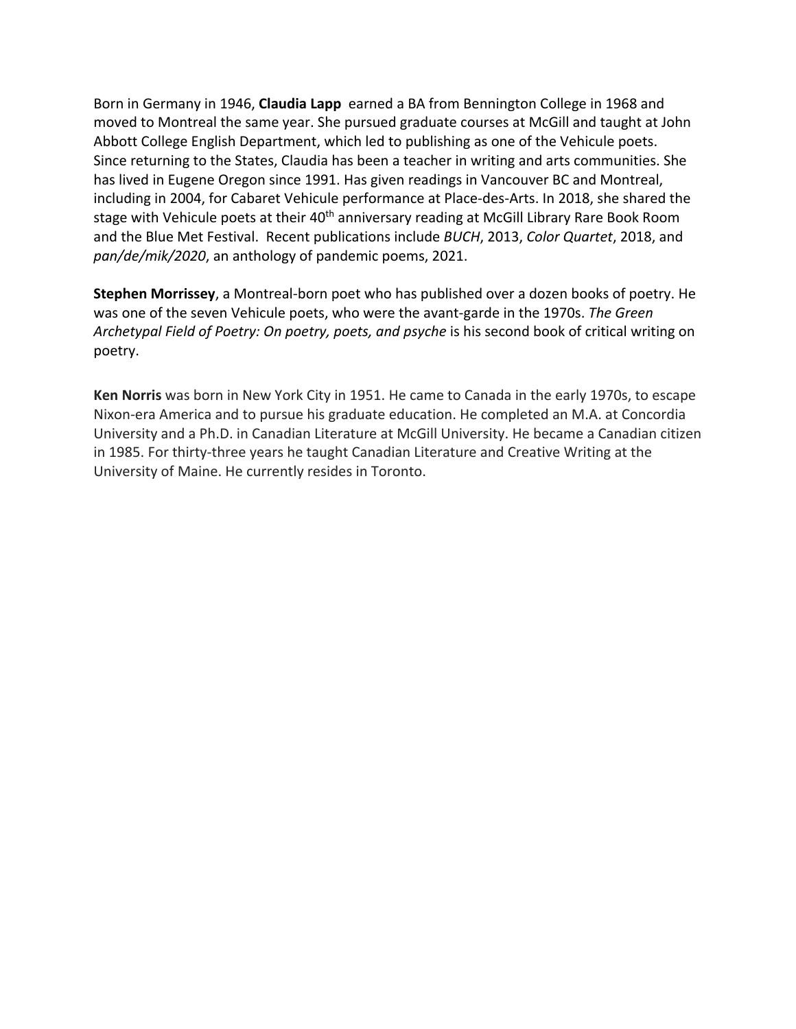Born in Germany in 1946, **Claudia Lapp** earned a BA from Bennington College in 1968 and moved to Montreal the same year. She pursued graduate courses at McGill and taught at John Abbott College English Department, which led to publishing as one of the Vehicule poets. Since returning to the States, Claudia has been a teacher in writing and arts communities. She has lived in Eugene Oregon since 1991. Has given readings in Vancouver BC and Montreal, including in 2004, for Cabaret Vehicule performance at Place-des-Arts. In 2018, she shared the stage with Vehicule poets at their 40th anniversary reading at McGill Library Rare Book Room and the Blue Met Festival. Recent publications include *BUCH*, 2013, *Color Quartet*, 2018, and *pan/de/mik/2020*, an anthology of pandemic poems, 2021.

**Stephen Morrissey**, a Montreal-born poet who has published over a dozen books of poetry. He was one of the seven Vehicule poets, who were the avant-garde in the 1970s. *The Green Archetypal Field of Poetry: On poetry, poets, and psyche* is his second book of critical writing on poetry.

**Ken Norris** was born in New York City in 1951. He came to Canada in the early 1970s, to escape Nixon-era America and to pursue his graduate education. He completed an M.A. at Concordia University and a Ph.D. in Canadian Literature at McGill University. He became a Canadian citizen in 1985. For thirty-three years he taught Canadian Literature and Creative Writing at the University of Maine. He currently resides in Toronto.